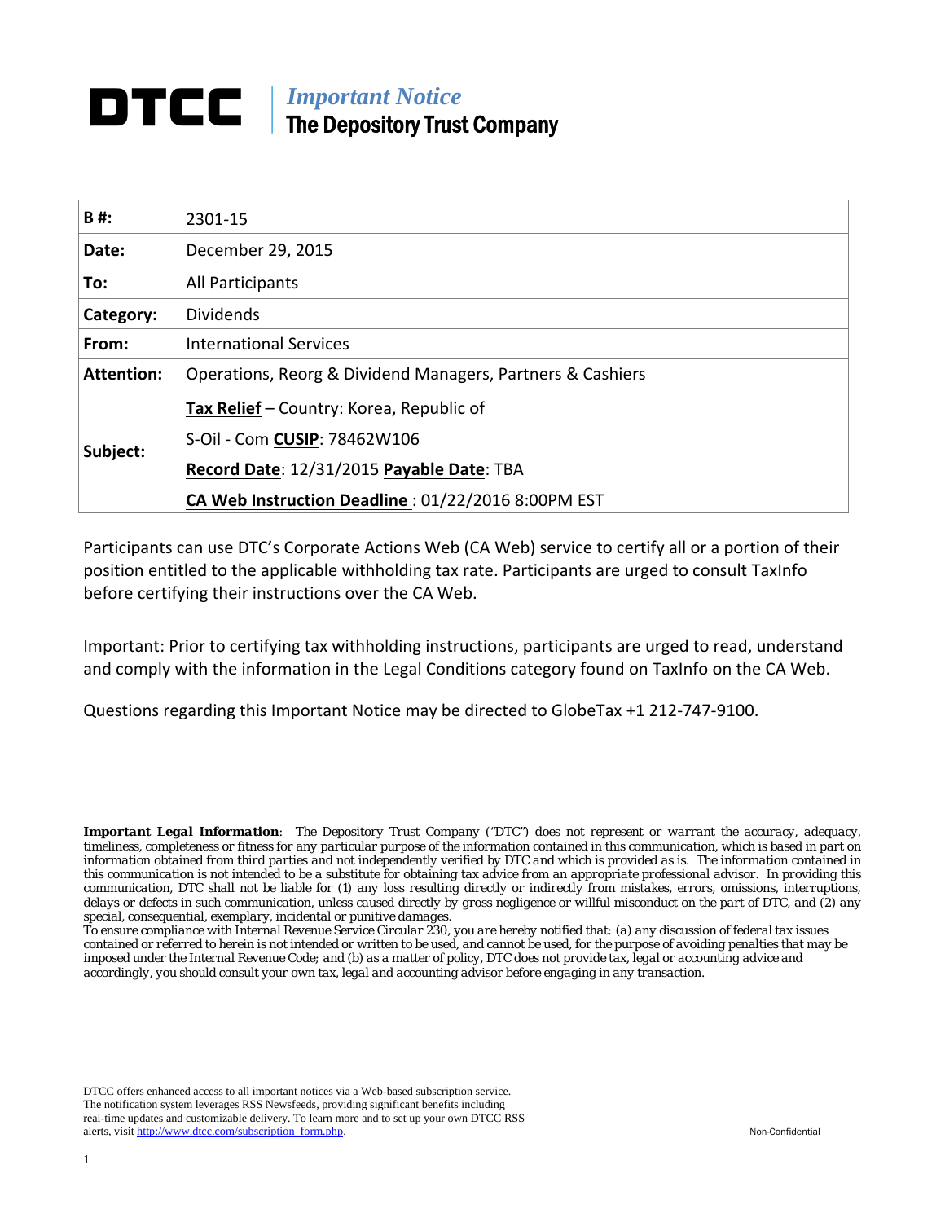# DTCC | *Important Notice* The Depository Trust Company

| | |
|---|---|
| **B #:** | 2301-15 |
| **Date:** | December 29, 2015 |
| **To:** | All Participants |
| **Category:** | Dividends |
| **From:** | International Services |
| **Attention:** | Operations, Reorg & Dividend Managers, Partners & Cashiers |
| **Subject:** | **Tax Relief** – Country: Korea, Republic of<br>S-Oil - Com **CUSIP**: 78462W106<br>**Record Date**: 12/31/2015 **Payable Date**: TBA<br>**CA Web Instruction Deadline** : 01/22/2016 8:00PM EST |

Participants can use DTC's Corporate Actions Web (CA Web) service to certify all or a portion of their position entitled to the applicable withholding tax rate. Participants are urged to consult TaxInfo before certifying their instructions over the CA Web.

Important: Prior to certifying tax withholding instructions, participants are urged to read, understand and comply with the information in the Legal Conditions category found on TaxInfo on the CA Web.

Questions regarding this Important Notice may be directed to GlobeTax +1 212-747-9100.

***Important Legal Information***: The Depository Trust Company ("DTC") does not represent or warrant the accuracy, adequacy, timeliness, completeness or fitness for any particular purpose of the information contained in this communication, which is based in part on information obtained from third parties and not independently verified by DTC and which is provided as is. The information contained in this communication is not intended to be a substitute for obtaining tax advice from an appropriate professional advisor. In providing this communication, DTC shall not be liable for (1) any loss resulting directly or indirectly from mistakes, errors, omissions, interruptions, delays or defects in such communication, unless caused directly by gross negligence or willful misconduct on the part of DTC, and (2) any special, consequential, exemplary, incidental or punitive damages.

To ensure compliance with Internal Revenue Service Circular 230, you are hereby notified that: (a) any discussion of federal tax issues contained or referred to herein is not intended or written to be used, and cannot be used, for the purpose of avoiding penalties that may be imposed under the Internal Revenue Code; and (b) as a matter of policy, DTC does not provide tax, legal or accounting advice and accordingly, you should consult your own tax, legal and accounting advisor before engaging in any transaction.

DTCC offers enhanced access to all important notices via a Web-based subscription service. The notification system leverages RSS Newsfeeds, providing significant benefits including real-time updates and customizable delivery. To learn more and to set up your own DTCC RSS alerts, visit http://www.dtcc.com/subscription_form.php.

Non-Confidential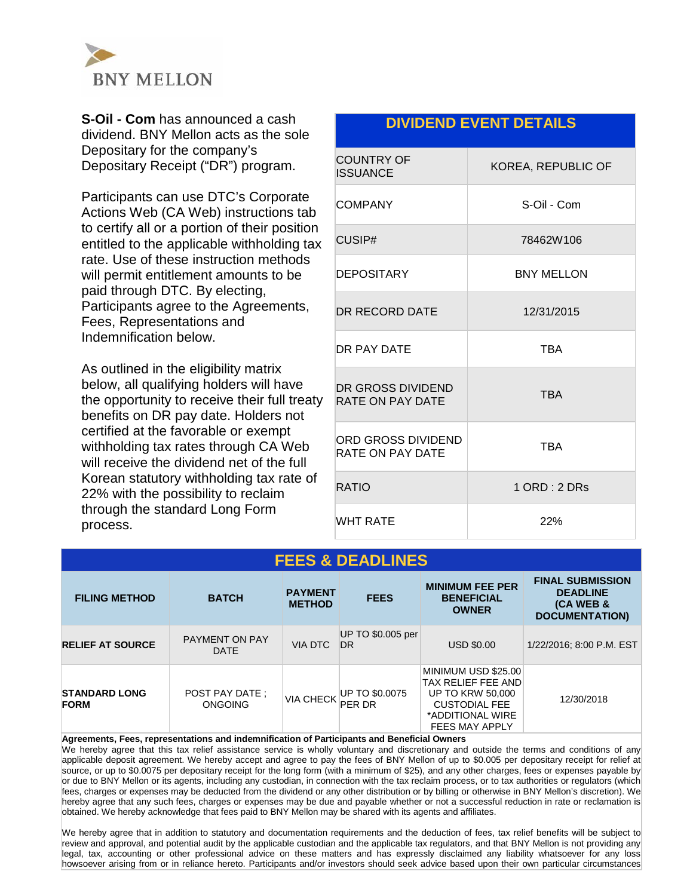BNY MELLON

**S-Oil - Com** has announced a cash dividend. BNY Mellon acts as the sole Depositary for the company's Depositary Receipt ("DR") program.

Participants can use DTC's Corporate Actions Web (CA Web) instructions tab to certify all or a portion of their position entitled to the applicable withholding tax rate. Use of these instruction methods will permit entitlement amounts to be paid through DTC. By electing, Participants agree to the Agreements, Fees, Representations and Indemnification below.

As outlined in the eligibility matrix below, all qualifying holders will have the opportunity to receive their full treaty benefits on DR pay date. Holders not certified at the favorable or exempt withholding tax rates through CA Web will receive the dividend net of the full Korean statutory withholding tax rate of 22% with the possibility to reclaim through the standard Long Form process.

## DIVIDEND EVENT DETAILS

| | |
|---|---|
| COUNTRY OF ISSUANCE | KOREA, REPUBLIC OF |
| COMPANY | S-Oil - Com |
| CUSIP# | 78462W106 |
| DEPOSITARY | BNY MELLON |
| DR RECORD DATE | 12/31/2015 |
| DR PAY DATE | TBA |
| DR GROSS DIVIDEND RATE ON PAY DATE | TBA |
| ORD GROSS DIVIDEND RATE ON PAY DATE | TBA |
| RATIO | 1 ORD : 2 DRs |
| WHT RATE | 22% |

## FEES & DEADLINES

| FILING METHOD | BATCH | PAYMENT METHOD | FEES | MINIMUM FEE PER BENEFICIAL OWNER | FINAL SUBMISSION DEADLINE (CA WEB & DOCUMENTATION) |
|---|---|---|---|---|---|
| **RELIEF AT SOURCE** | PAYMENT ON PAY DATE | VIA DTC | UP TO $0.005 per DR | USD $0.00 | 1/22/2016; 8:00 P.M. EST |
| **STANDARD LONG FORM** | POST PAY DATE ; ONGOING | VIA CHECK | UP TO $0.0075 PER DR | MINIMUM USD $25.00 TAX RELIEF FEE AND UP TO KRW 50,000 CUSTODIAL FEE *ADDITIONAL WIRE FEES MAY APPLY | 12/30/2018 |

**Agreements, Fees, representations and indemnification of Participants and Beneficial Owners**

We hereby agree that this tax relief assistance service is wholly voluntary and discretionary and outside the terms and conditions of any applicable deposit agreement. We hereby accept and agree to pay the fees of BNY Mellon of up to $0.005 per depositary receipt for relief at source, or up to $0.0075 per depositary receipt for the long form (with a minimum of $25), and any other charges, fees or expenses payable by or due to BNY Mellon or its agents, including any custodian, in connection with the tax reclaim process, or to tax authorities or regulators (which fees, charges or expenses may be deducted from the dividend or any other distribution or by billing or otherwise in BNY Mellon's discretion). We hereby agree that any such fees, charges or expenses may be due and payable whether or not a successful reduction in rate or reclamation is obtained. We hereby acknowledge that fees paid to BNY Mellon may be shared with its agents and affiliates.

We hereby agree that in addition to statutory and documentation requirements and the deduction of fees, tax relief benefits will be subject to review and approval, and potential audit by the applicable custodian and the applicable tax regulators, and that BNY Mellon is not providing any legal, tax, accounting or other professional advice on these matters and has expressly disclaimed any liability whatsoever for any loss howsoever arising from or in reliance hereto. Participants and/or investors should seek advice based upon their own particular circumstances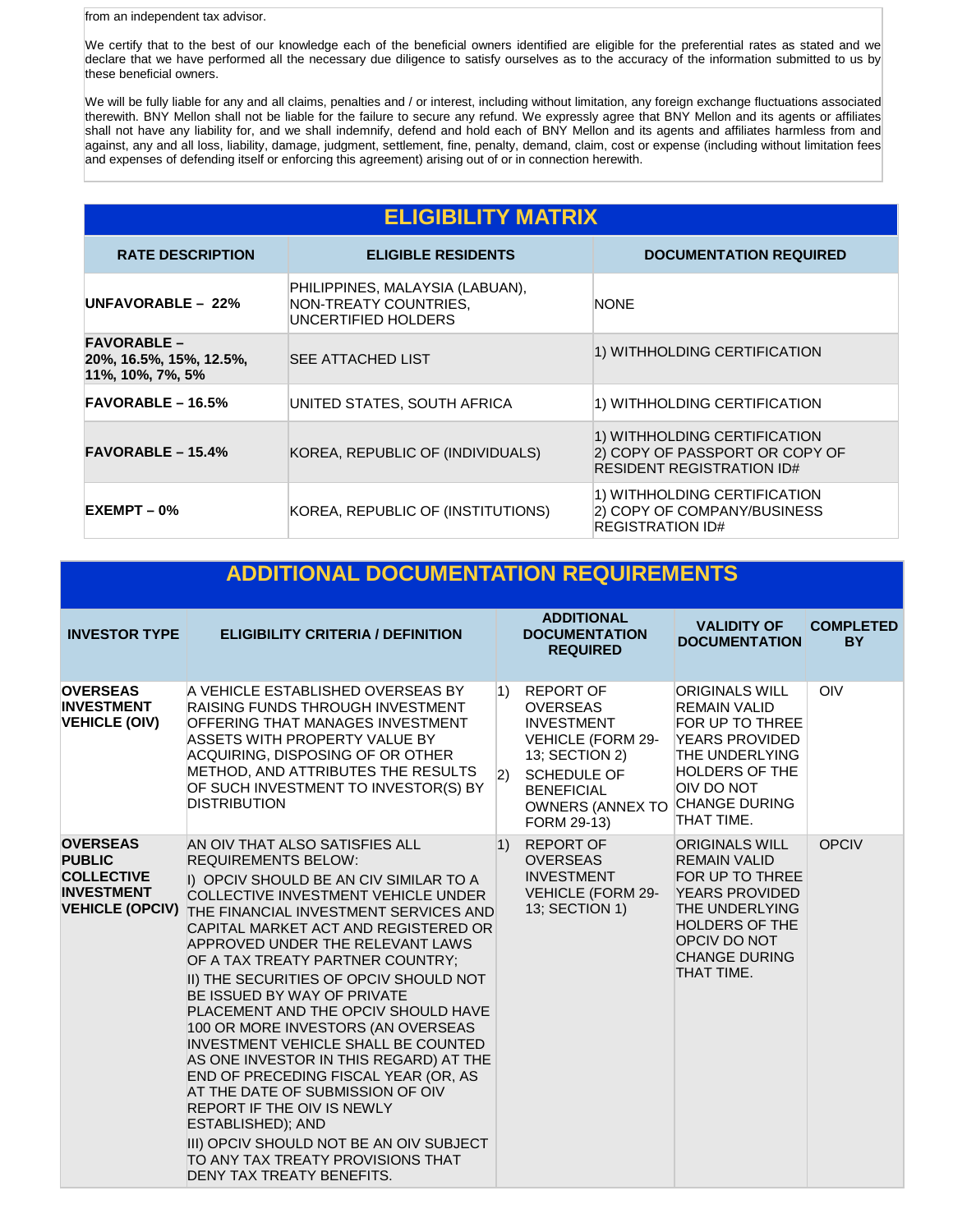from an independent tax advisor.

We certify that to the best of our knowledge each of the beneficial owners identified are eligible for the preferential rates as stated and we declare that we have performed all the necessary due diligence to satisfy ourselves as to the accuracy of the information submitted to us by these beneficial owners.

We will be fully liable for any and all claims, penalties and / or interest, including without limitation, any foreign exchange fluctuations associated therewith. BNY Mellon shall not be liable for the failure to secure any refund. We expressly agree that BNY Mellon and its agents or affiliates shall not have any liability for, and we shall indemnify, defend and hold each of BNY Mellon and its agents and affiliates harmless from and against, any and all loss, liability, damage, judgment, settlement, fine, penalty, demand, claim, cost or expense (including without limitation fees and expenses of defending itself or enforcing this agreement) arising out of or in connection herewith.

## ELIGIBILITY MATRIX

| RATE DESCRIPTION | ELIGIBLE RESIDENTS | DOCUMENTATION REQUIRED |
|---|---|---|
| **UNFAVORABLE – 22%** | PHILIPPINES, MALAYSIA (LABUAN), NON-TREATY COUNTRIES, UNCERTIFIED HOLDERS | NONE |
| **FAVORABLE – 20%, 16.5%, 15%, 12.5%, 11%, 10%, 7%, 5%** | SEE ATTACHED LIST | 1) WITHHOLDING CERTIFICATION |
| **FAVORABLE – 16.5%** | UNITED STATES, SOUTH AFRICA | 1) WITHHOLDING CERTIFICATION |
| **FAVORABLE – 15.4%** | KOREA, REPUBLIC OF (INDIVIDUALS) | 1) WITHHOLDING CERTIFICATION<br>2) COPY OF PASSPORT OR COPY OF RESIDENT REGISTRATION ID# |
| **EXEMPT – 0%** | KOREA, REPUBLIC OF (INSTITUTIONS) | 1) WITHHOLDING CERTIFICATION<br>2) COPY OF COMPANY/BUSINESS REGISTRATION ID# |

## ADDITIONAL DOCUMENTATION REQUIREMENTS

| INVESTOR TYPE | ELIGIBILITY CRITERIA / DEFINITION | ADDITIONAL DOCUMENTATION REQUIRED | VALIDITY OF DOCUMENTATION | COMPLETED BY |
|---|---|---|---|---|
| **OVERSEAS INVESTMENT VEHICLE (OIV)** | A VEHICLE ESTABLISHED OVERSEAS BY RAISING FUNDS THROUGH INVESTMENT OFFERING THAT MANAGES INVESTMENT ASSETS WITH PROPERTY VALUE BY ACQUIRING, DISPOSING OF OR OTHER METHOD, AND ATTRIBUTES THE RESULTS OF SUCH INVESTMENT TO INVESTOR(S) BY DISTRIBUTION | 1) REPORT OF OVERSEAS INVESTMENT VEHICLE (FORM 29-13; SECTION 2)<br>2) SCHEDULE OF BENEFICIAL OWNERS (ANNEX TO FORM 29-13) | ORIGINALS WILL REMAIN VALID FOR UP TO THREE YEARS PROVIDED THE UNDERLYING HOLDERS OF THE OIV DO NOT CHANGE DURING THAT TIME. | OIV |
| **OVERSEAS PUBLIC COLLECTIVE INVESTMENT VEHICLE (OPCIV)** | AN OIV THAT ALSO SATISFIES ALL REQUIREMENTS BELOW:<br>I) OPCIV SHOULD BE AN CIV SIMILAR TO A COLLECTIVE INVESTMENT VEHICLE UNDER THE FINANCIAL INVESTMENT SERVICES AND CAPITAL MARKET ACT AND REGISTERED OR APPROVED UNDER THE RELEVANT LAWS OF A TAX TREATY PARTNER COUNTRY;<br>II) THE SECURITIES OF OPCIV SHOULD NOT BE ISSUED BY WAY OF PRIVATE PLACEMENT AND THE OPCIV SHOULD HAVE 100 OR MORE INVESTORS (AN OVERSEAS INVESTMENT VEHICLE SHALL BE COUNTED AS ONE INVESTOR IN THIS REGARD) AT THE END OF PRECEDING FISCAL YEAR (OR, AS AT THE DATE OF SUBMISSION OF OIV REPORT IF THE OIV IS NEWLY ESTABLISHED); AND<br>III) OPCIV SHOULD NOT BE AN OIV SUBJECT TO ANY TAX TREATY PROVISIONS THAT DENY TAX TREATY BENEFITS. | 1) REPORT OF OVERSEAS INVESTMENT VEHICLE (FORM 29-13; SECTION 1) | ORIGINALS WILL REMAIN VALID FOR UP TO THREE YEARS PROVIDED THE UNDERLYING HOLDERS OF THE OPCIV DO NOT CHANGE DURING THAT TIME. | OPCIV |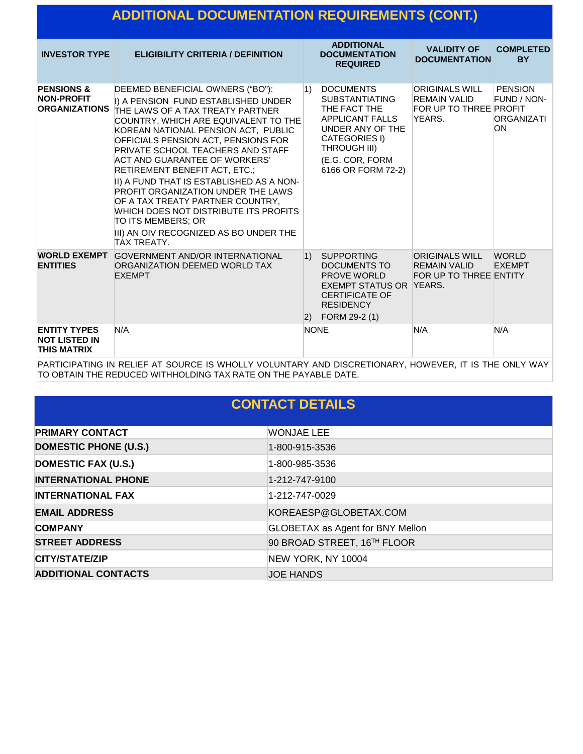# ADDITIONAL DOCUMENTATION REQUIREMENTS (CONT.)

| INVESTOR TYPE | ELIGIBILITY CRITERIA / DEFINITION | ADDITIONAL DOCUMENTATION REQUIRED | VALIDITY OF DOCUMENTATION | COMPLETED BY |
|---|---|---|---|---|
| **PENSIONS & NON-PROFIT ORGANIZATIONS** | DEEMED BENEFICIAL OWNERS ("BO"):<br>I) A PENSION FUND ESTABLISHED UNDER THE LAWS OF A TAX TREATY PARTNER COUNTRY, WHICH ARE EQUIVALENT TO THE KOREAN NATIONAL PENSION ACT, PUBLIC OFFICIALS PENSION ACT, PENSIONS FOR PRIVATE SCHOOL TEACHERS AND STAFF ACT AND GUARANTEE OF WORKERS' RETIREMENT BENEFIT ACT, ETC.;<br>II) A FUND THAT IS ESTABLISHED AS A NON-PROFIT ORGANIZATION UNDER THE LAWS OF A TAX TREATY PARTNER COUNTRY, WHICH DOES NOT DISTRIBUTE ITS PROFITS TO ITS MEMBERS; OR<br>III) AN OIV RECOGNIZED AS BO UNDER THE TAX TREATY. | 1) DOCUMENTS SUBSTANTIATING THE FACT THE APPLICANT FALLS UNDER ANY OF THE CATEGORIES I) THROUGH III)<br>(E.G. COR, FORM 6166 OR FORM 72-2) | ORIGINALS WILL REMAIN VALID FOR UP TO THREE YEARS. | PENSION FUND / NON-PROFIT ORGANIZATION |
| **WORLD EXEMPT ENTITIES** | GOVERNMENT AND/OR INTERNATIONAL ORGANIZATION DEEMED WORLD TAX EXEMPT | 1) SUPPORTING DOCUMENTS TO PROVE WORLD EXEMPT STATUS OR CERTIFICATE OF RESIDENCY<br>2) FORM 29-2 (1) | ORIGINALS WILL REMAIN VALID FOR UP TO THREE YEARS. | WORLD EXEMPT ENTITY |
| **ENTITY TYPES NOT LISTED IN THIS MATRIX** | N/A | NONE | N/A | N/A |

PARTICIPATING IN RELIEF AT SOURCE IS WHOLLY VOLUNTARY AND DISCRETIONARY, HOWEVER, IT IS THE ONLY WAY TO OBTAIN THE REDUCED WITHHOLDING TAX RATE ON THE PAYABLE DATE.

# CONTACT DETAILS

| | |
|---|---|
| **PRIMARY CONTACT** | WONJAE LEE |
| **DOMESTIC PHONE (U.S.)** | 1-800-915-3536 |
| **DOMESTIC FAX (U.S.)** | 1-800-985-3536 |
| **INTERNATIONAL PHONE** | 1-212-747-9100 |
| **INTERNATIONAL FAX** | 1-212-747-0029 |
| **EMAIL ADDRESS** | KOREAESP@GLOBETAX.COM |
| **COMPANY** | GLOBETAX as Agent for BNY Mellon |
| **STREET ADDRESS** | 90 BROAD STREET, 16TH FLOOR |
| **CITY/STATE/ZIP** | NEW YORK, NY 10004 |
| **ADDITIONAL CONTACTS** | JOE HANDS |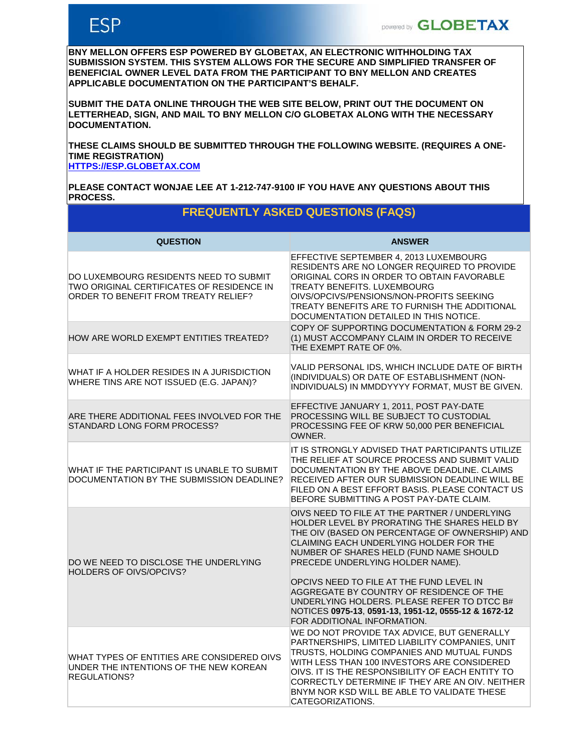ESP

powered by GLOBETAX

**BNY MELLON OFFERS ESP POWERED BY GLOBETAX, AN ELECTRONIC WITHHOLDING TAX SUBMISSION SYSTEM. THIS SYSTEM ALLOWS FOR THE SECURE AND SIMPLIFIED TRANSFER OF BENEFICIAL OWNER LEVEL DATA FROM THE PARTICIPANT TO BNY MELLON AND CREATES APPLICABLE DOCUMENTATION ON THE PARTICIPANT'S BEHALF.**

**SUBMIT THE DATA ONLINE THROUGH THE WEB SITE BELOW, PRINT OUT THE DOCUMENT ON LETTERHEAD, SIGN, AND MAIL TO BNY MELLON C/O GLOBETAX ALONG WITH THE NECESSARY DOCUMENTATION.**

**THESE CLAIMS SHOULD BE SUBMITTED THROUGH THE FOLLOWING WEBSITE. (REQUIRES A ONE-TIME REGISTRATION)**
**[HTTPS://ESP.GLOBETAX.COM](HTTPS://ESP.GLOBETAX.COM)**

**PLEASE CONTACT WONJAE LEE AT 1-212-747-9100 IF YOU HAVE ANY QUESTIONS ABOUT THIS PROCESS.**

## FREQUENTLY ASKED QUESTIONS (FAQS)

| QUESTION | ANSWER |
|---|---|
| DO LUXEMBOURG RESIDENTS NEED TO SUBMIT TWO ORIGINAL CERTIFICATES OF RESIDENCE IN ORDER TO BENEFIT FROM TREATY RELIEF? | EFFECTIVE SEPTEMBER 4, 2013 LUXEMBOURG RESIDENTS ARE NO LONGER REQUIRED TO PROVIDE ORIGINAL CORS IN ORDER TO OBTAIN FAVORABLE TREATY BENEFITS. LUXEMBOURG OIVS/OPCIVS/PENSIONS/NON-PROFITS SEEKING TREATY BENEFITS ARE TO FURNISH THE ADDITIONAL DOCUMENTATION DETAILED IN THIS NOTICE. |
| HOW ARE WORLD EXEMPT ENTITIES TREATED? | COPY OF SUPPORTING DOCUMENTATION & FORM 29-2 (1) MUST ACCOMPANY CLAIM IN ORDER TO RECEIVE THE EXEMPT RATE OF 0%. |
| WHAT IF A HOLDER RESIDES IN A JURISDICTION WHERE TINS ARE NOT ISSUED (E.G. JAPAN)? | VALID PERSONAL IDS, WHICH INCLUDE DATE OF BIRTH (INDIVIDUALS) OR DATE OF ESTABLISHMENT (NON-INDIVIDUALS) IN MMDDYYYY FORMAT, MUST BE GIVEN. |
| ARE THERE ADDITIONAL FEES INVOLVED FOR THE STANDARD LONG FORM PROCESS? | EFFECTIVE JANUARY 1, 2011, POST PAY-DATE PROCESSING WILL BE SUBJECT TO CUSTODIAL PROCESSING FEE OF KRW 50,000 PER BENEFICIAL OWNER. |
| WHAT IF THE PARTICIPANT IS UNABLE TO SUBMIT DOCUMENTATION BY THE SUBMISSION DEADLINE? | IT IS STRONGLY ADVISED THAT PARTICIPANTS UTILIZE THE RELIEF AT SOURCE PROCESS AND SUBMIT VALID DOCUMENTATION BY THE ABOVE DEADLINE. CLAIMS RECEIVED AFTER OUR SUBMISSION DEADLINE WILL BE FILED ON A BEST EFFORT BASIS. PLEASE CONTACT US BEFORE SUBMITTING A POST PAY-DATE CLAIM. |
| DO WE NEED TO DISCLOSE THE UNDERLYING HOLDERS OF OIVS/OPCIVS? | OIVS NEED TO FILE AT THE PARTNER / UNDERLYING HOLDER LEVEL BY PRORATING THE SHARES HELD BY THE OIV (BASED ON PERCENTAGE OF OWNERSHIP) AND CLAIMING EACH UNDERLYING HOLDER FOR THE NUMBER OF SHARES HELD (FUND NAME SHOULD PRECEDE UNDERLYING HOLDER NAME).<br><br>OPCIVS NEED TO FILE AT THE FUND LEVEL IN AGGREGATE BY COUNTRY OF RESIDENCE OF THE UNDERLYING HOLDERS. PLEASE REFER TO DTCC B# NOTICES **0975-13**, **0591-13, 1951-12, 0555-12 & 1672-12** FOR ADDITIONAL INFORMATION. |
| WHAT TYPES OF ENTITIES ARE CONSIDERED OIVS UNDER THE INTENTIONS OF THE NEW KOREAN REGULATIONS? | WE DO NOT PROVIDE TAX ADVICE, BUT GENERALLY PARTNERSHIPS, LIMITED LIABILITY COMPANIES, UNIT TRUSTS, HOLDING COMPANIES AND MUTUAL FUNDS WITH LESS THAN 100 INVESTORS ARE CONSIDERED OIVS. IT IS THE RESPONSIBILITY OF EACH ENTITY TO CORRECTLY DETERMINE IF THEY ARE AN OIV. NEITHER BNYM NOR KSD WILL BE ABLE TO VALIDATE THESE CATEGORIZATIONS. |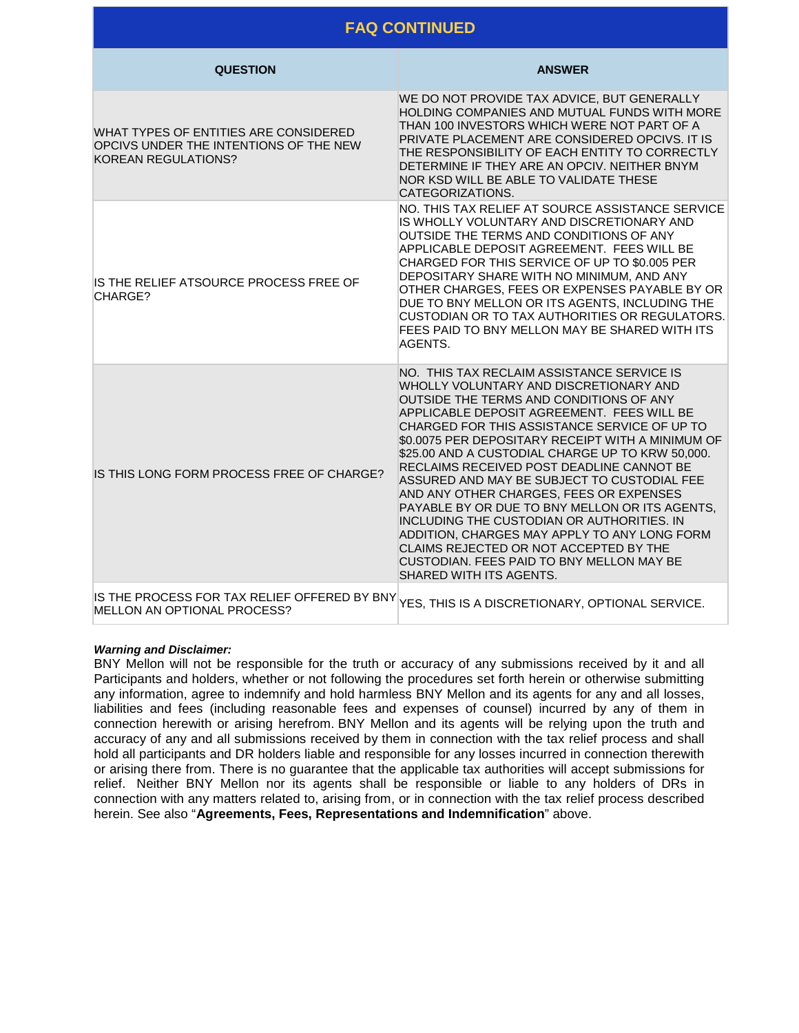## FAQ CONTINUED

| QUESTION | ANSWER |
|---|---|
| WHAT TYPES OF ENTITIES ARE CONSIDERED OPCIVS UNDER THE INTENTIONS OF THE NEW KOREAN REGULATIONS? | WE DO NOT PROVIDE TAX ADVICE, BUT GENERALLY HOLDING COMPANIES AND MUTUAL FUNDS WITH MORE THAN 100 INVESTORS WHICH WERE NOT PART OF A PRIVATE PLACEMENT ARE CONSIDERED OPCIVS. IT IS THE RESPONSIBILITY OF EACH ENTITY TO CORRECTLY DETERMINE IF THEY ARE AN OPCIV. NEITHER BNYM NOR KSD WILL BE ABLE TO VALIDATE THESE CATEGORIZATIONS. |
| IS THE RELIEF ATSOURCE PROCESS FREE OF CHARGE? | NO. THIS TAX RELIEF AT SOURCE ASSISTANCE SERVICE IS WHOLLY VOLUNTARY AND DISCRETIONARY AND OUTSIDE THE TERMS AND CONDITIONS OF ANY APPLICABLE DEPOSIT AGREEMENT. FEES WILL BE CHARGED FOR THIS SERVICE OF UP TO $0.005 PER DEPOSITARY SHARE WITH NO MINIMUM, AND ANY OTHER CHARGES, FEES OR EXPENSES PAYABLE BY OR DUE TO BNY MELLON OR ITS AGENTS, INCLUDING THE CUSTODIAN OR TO TAX AUTHORITIES OR REGULATORS. FEES PAID TO BNY MELLON MAY BE SHARED WITH ITS AGENTS. |
| IS THIS LONG FORM PROCESS FREE OF CHARGE? | NO. THIS TAX RECLAIM ASSISTANCE SERVICE IS WHOLLY VOLUNTARY AND DISCRETIONARY AND OUTSIDE THE TERMS AND CONDITIONS OF ANY APPLICABLE DEPOSIT AGREEMENT. FEES WILL BE CHARGED FOR THIS ASSISTANCE SERVICE OF UP TO $0.0075 PER DEPOSITARY RECEIPT WITH A MINIMUM OF $25.00 AND A CUSTODIAL CHARGE UP TO KRW 50,000. RECLAIMS RECEIVED POST DEADLINE CANNOT BE ASSURED AND MAY BE SUBJECT TO CUSTODIAL FEE AND ANY OTHER CHARGES, FEES OR EXPENSES PAYABLE BY OR DUE TO BNY MELLON OR ITS AGENTS, INCLUDING THE CUSTODIAN OR AUTHORITIES. IN ADDITION, CHARGES MAY APPLY TO ANY LONG FORM CLAIMS REJECTED OR NOT ACCEPTED BY THE CUSTODIAN. FEES PAID TO BNY MELLON MAY BE SHARED WITH ITS AGENTS. |
| IS THE PROCESS FOR TAX RELIEF OFFERED BY BNY MELLON AN OPTIONAL PROCESS? | YES, THIS IS A DISCRETIONARY, OPTIONAL SERVICE. |

***Warning and Disclaimer:***
BNY Mellon will not be responsible for the truth or accuracy of any submissions received by it and all Participants and holders, whether or not following the procedures set forth herein or otherwise submitting any information, agree to indemnify and hold harmless BNY Mellon and its agents for any and all losses, liabilities and fees (including reasonable fees and expenses of counsel) incurred by any of them in connection herewith or arising herefrom. BNY Mellon and its agents will be relying upon the truth and accuracy of any and all submissions received by them in connection with the tax relief process and shall hold all participants and DR holders liable and responsible for any losses incurred in connection therewith or arising there from. There is no guarantee that the applicable tax authorities will accept submissions for relief. Neither BNY Mellon nor its agents shall be responsible or liable to any holders of DRs in connection with any matters related to, arising from, or in connection with the tax relief process described herein. See also "**Agreements, Fees, Representations and Indemnification**" above.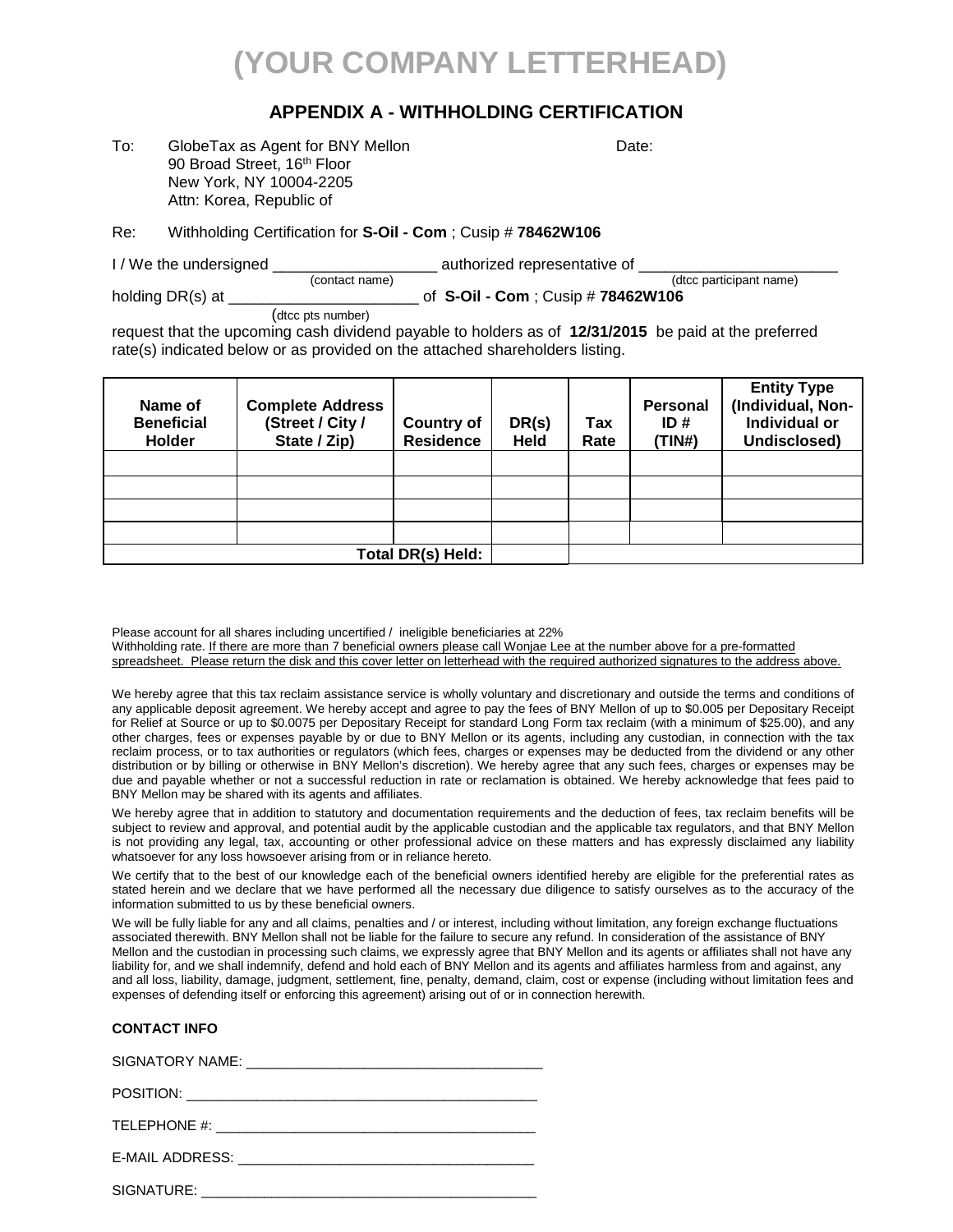# (YOUR COMPANY LETTERHEAD)

## APPENDIX A - WITHHOLDING CERTIFICATION

To: GlobeTax as Agent for BNY Mellon
90 Broad Street, 16th Floor
New York, NY 10004-2205
Attn: Korea, Republic of

Date:

Re: Withholding Certification for **S-Oil - Com** ; Cusip # **78462W106**

I / We the undersigned ___________________ authorized representative of _______________________
(contact name) (dtcc participant name)

holding DR(s) at ______________________ of **S-Oil - Com** ; Cusip # **78462W106**
(dtcc pts number)

request that the upcoming cash dividend payable to holders as of **12/31/2015** be paid at the preferred rate(s) indicated below or as provided on the attached shareholders listing.

| Name of Beneficial Holder | Complete Address (Street / City / State / Zip) | Country of Residence | DR(s) Held | Tax Rate | Personal ID # (TIN#) | Entity Type (Individual, Non-Individual or Undisclosed) |
|---|---|---|---|---|---|---|
| | | | | | | |
| | | | | | | |
| | | | | | | |
| | | | | | | |
| | | **Total DR(s) Held:** | | | | |

Please account for all shares including uncertified / ineligible beneficiaries at 22%
Withholding rate. If there are more than 7 beneficial owners please call Wonjae Lee at the number above for a pre-formatted spreadsheet. Please return the disk and this cover letter on letterhead with the required authorized signatures to the address above.

We hereby agree that this tax reclaim assistance service is wholly voluntary and discretionary and outside the terms and conditions of any applicable deposit agreement. We hereby accept and agree to pay the fees of BNY Mellon of up to $0.005 per Depositary Receipt for Relief at Source or up to $0.0075 per Depositary Receipt for standard Long Form tax reclaim (with a minimum of $25.00), and any other charges, fees or expenses payable by or due to BNY Mellon or its agents, including any custodian, in connection with the tax reclaim process, or to tax authorities or regulators (which fees, charges or expenses may be deducted from the dividend or any other distribution or by billing or otherwise in BNY Mellon's discretion). We hereby agree that any such fees, charges or expenses may be due and payable whether or not a successful reduction in rate or reclamation is obtained. We hereby acknowledge that fees paid to BNY Mellon may be shared with its agents and affiliates.

We hereby agree that in addition to statutory and documentation requirements and the deduction of fees, tax reclaim benefits will be subject to review and approval, and potential audit by the applicable custodian and the applicable tax regulators, and that BNY Mellon is not providing any legal, tax, accounting or other professional advice on these matters and has expressly disclaimed any liability whatsoever for any loss howsoever arising from or in reliance hereto.

We certify that to the best of our knowledge each of the beneficial owners identified hereby are eligible for the preferential rates as stated herein and we declare that we have performed all the necessary due diligence to satisfy ourselves as to the accuracy of the information submitted to us by these beneficial owners.

We will be fully liable for any and all claims, penalties and / or interest, including without limitation, any foreign exchange fluctuations associated therewith. BNY Mellon shall not be liable for the failure to secure any refund. In consideration of the assistance of BNY Mellon and the custodian in processing such claims, we expressly agree that BNY Mellon and its agents or affiliates shall not have any liability for, and we shall indemnify, defend and hold each of BNY Mellon and its agents and affiliates harmless from and against, any and all loss, liability, damage, judgment, settlement, fine, penalty, demand, claim, cost or expense (including without limitation fees and expenses of defending itself or enforcing this agreement) arising out of or in connection herewith.

**CONTACT INFO**

SIGNATORY NAME: _____________________________________

POSITION: _____________________________________________

TELEPHONE #: _________________________________________

E-MAIL ADDRESS: ______________________________________

SIGNATURE: ___________________________________________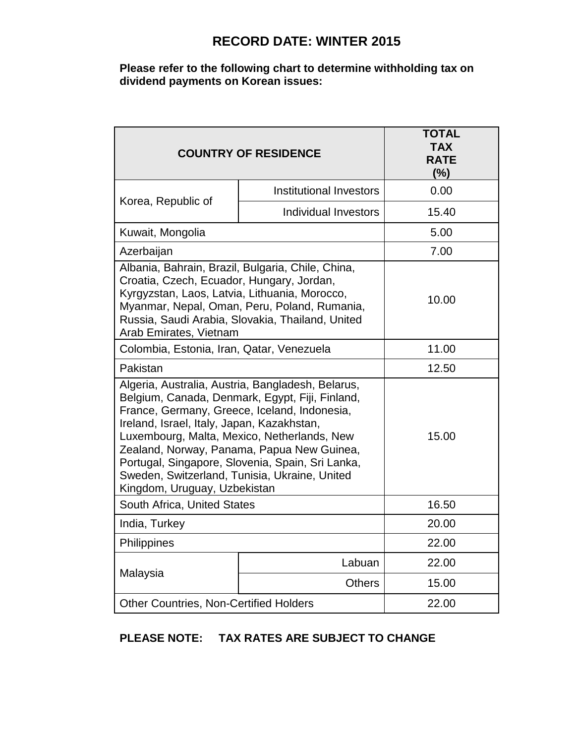# RECORD DATE: WINTER 2015

**Please refer to the following chart to determine withholding tax on dividend payments on Korean issues:**

| COUNTRY OF RESIDENCE | | TOTAL TAX RATE (%) |
| --- | --- | --- |
| Korea, Republic of | Institutional Investors | 0.00 |
| | Individual Investors | 15.40 |
| Kuwait, Mongolia | | 5.00 |
| Azerbaijan | | 7.00 |
| Albania, Bahrain, Brazil, Bulgaria, Chile, China, Croatia, Czech, Ecuador, Hungary, Jordan, Kyrgyzstan, Laos, Latvia, Lithuania, Morocco, Myanmar, Nepal, Oman, Peru, Poland, Rumania, Russia, Saudi Arabia, Slovakia, Thailand, United Arab Emirates, Vietnam | | 10.00 |
| Colombia, Estonia, Iran, Qatar, Venezuela | | 11.00 |
| Pakistan | | 12.50 |
| Algeria, Australia, Austria, Bangladesh, Belarus, Belgium, Canada, Denmark, Egypt, Fiji, Finland, France, Germany, Greece, Iceland, Indonesia, Ireland, Israel, Italy, Japan, Kazakhstan, Luxembourg, Malta, Mexico, Netherlands, New Zealand, Norway, Panama, Papua New Guinea, Portugal, Singapore, Slovenia, Spain, Sri Lanka, Sweden, Switzerland, Tunisia, Ukraine, United Kingdom, Uruguay, Uzbekistan | | 15.00 |
| South Africa, United States | | 16.50 |
| India, Turkey | | 20.00 |
| Philippines | | 22.00 |
| Malaysia | Labuan | 22.00 |
| | Others | 15.00 |
| Other Countries, Non-Certified Holders | | 22.00 |

**PLEASE NOTE: TAX RATES ARE SUBJECT TO CHANGE**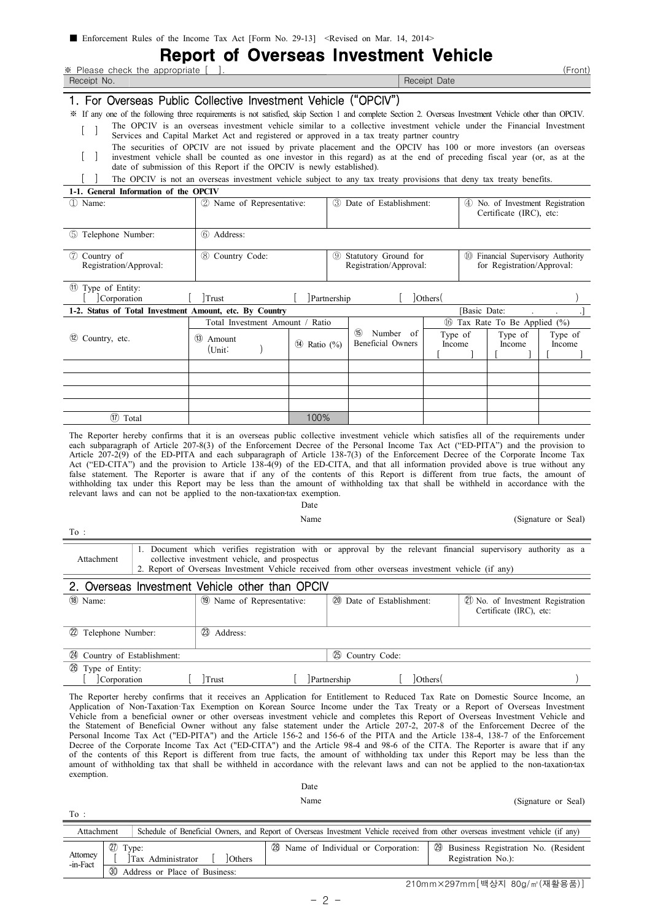■ Enforcement Rules of the Income Tax Act [Form No. 29-13] <Revised on Mar. 14, 2014>

# Report of Overseas Investment Vehicle

※ Please check the appropriate [ ]. (Front)

| Receipt No. | Receipt Date |
|---|---|

## 1. For Overseas Public Collective Investment Vehicle ("OPCIV")

※ If any one of the following three requirements is not satisfied, skip Section 1 and complete Section 2. Overseas Investment Vehicle other than OPCIV.

[ ] The OPCIV is an overseas investment vehicle similar to a collective investment vehicle under the Financial Investment Services and Capital Market Act and registered or approved in a tax treaty partner country

[ ] The securities of OPCIV are not issued by private placement and the OPCIV has 100 or more investors (an overseas investment vehicle shall be counted as one investor in this regard) as at the end of preceding fiscal year (or, as at the date of submission of this Report if the OPCIV is newly established).

[ ] The OPCIV is not an overseas investment vehicle subject to any tax treaty provisions that deny tax treaty benefits.

### 1-1. General Information of the OPCIV

| | | | |
|---|---|---|---|
| ① Name: | ② Name of Representative: | ③ Date of Establishment: | ④ No. of Investment Registration Certificate (IRC), etc: |
| ⑤ Telephone Number: | ⑥ Address: | | |
| ⑦ Country of Registration/Approval: | ⑧ Country Code: | ⑨ Statutory Ground for Registration/Approval: | ⑩ Financial Supervisory Authority for Registration/Approval: |
| ⑪ Type of Entity: [ ]Corporation [ ]Trust [ ]Partnership [ ]Others( ) | | | |

### 1-2. Status of Total Investment Amount, etc. By Country

[Basic Date: . . .]

| ⑫ Country, etc. | Total Investment Amount / Ratio | | ⑮ Number of Beneficial Owners | ⑯ Tax Rate To Be Applied (%) | | |
|---|---|---|---|---|---|---|
| | ⑬ Amount (Unit: ) | ⑭ Ratio (%) | | Type of Income [ ] | Type of Income [ ] | Type of Income [ ] |
| | | | | | | |
| | | | | | | |
| | | | | | | |
| | | | | | | |
| ⑰ Total | | 100% | | | | |

The Reporter hereby confirms that it is an overseas public collective investment vehicle which satisfies all of the requirements under each subparagraph of Article 207-8(3) of the Enforcement Decree of the Personal Income Tax Act ("ED-PITA") and the provision to Article 207-2(9) of the ED-PITA and each subparagraph of Article 138-7(3) of the Enforcement Decree of the Corporate Income Tax Act ("ED-CITA") and the provision to Article 138-4(9) of the ED-CITA, and that all information provided above is true without any false statement. The Reporter is aware that if any of the contents of this Report is different from true facts, the amount of withholding tax under this Report may be less than the amount of withholding tax that shall be withheld in accordance with the relevant laws and can not be applied to the non-taxation·tax exemption.

Date

Name (Signature or Seal)

To :

| | |
|---|---|
| Attachment | 1. Document which verifies registration with or approval by the relevant financial supervisory authority as a collective investment vehicle, and prospectus<br>2. Report of Overseas Investment Vehicle received from other overseas investment vehicle (if any) |

## 2. Overseas Investment Vehicle other than OPCIV

| | | | |
|---|---|---|---|
| ⑱ Name: | ⑲ Name of Representative: | ⑳ Date of Establishment: | ㉑ No. of Investment Registration Certificate (IRC), etc: |
| ㉒ Telephone Number: | ㉓ Address: | | |
| ㉔ Country of Establishment: | | ㉕ Country Code: | |
| ㉖ Type of Entity: [ ]Corporation [ ]Trust [ ]Partnership [ ]Others( ) | | | |

The Reporter hereby confirms that it receives an Application for Entitlement to Reduced Tax Rate on Domestic Source Income, an Application of Non-Taxation·Tax Exemption on Korean Source Income under the Tax Treaty or a Report of Overseas Investment Vehicle from a beneficial owner or other overseas investment vehicle and completes this Report of Overseas Investment Vehicle and the Statement of Beneficial Owner without any false statement under the Article 207-2, 207-8 of the Enforcement Decree of the Personal Income Tax Act ("ED-PITA") and the Article 156-2 and 156-6 of the PITA and the Article 138-4, 138-7 of the Enforcement Decree of the Corporate Income Tax Act ("ED-CITA") and the Article 98-4 and 98-6 of the CITA. The Reporter is aware that if any of the contents of this Report is different from true facts, the amount of withholding tax under this Report may be less than the amount of withholding tax that shall be withheld in accordance with the relevant laws and can not be applied to the non-taxation·tax exemption.

Date

Name (Signature or Seal)

To :

| | |
|---|---|
| Attachment | Schedule of Beneficial Owners, and Report of Overseas Investment Vehicle received from other overseas investment vehicle (if any) |

| | | | |
|---|---|---|---|
| Attorney-in-Fact | ㉗ Type: [ ]Tax Administrator [ ]Others | ㉘ Name of Individual or Corporation: | ㉙ Business Registration No. (Resident Registration No.): |
| | ㉚ Address or Place of Business: | | |

210mm×297mm[백상지 80g/㎡(재활용품)]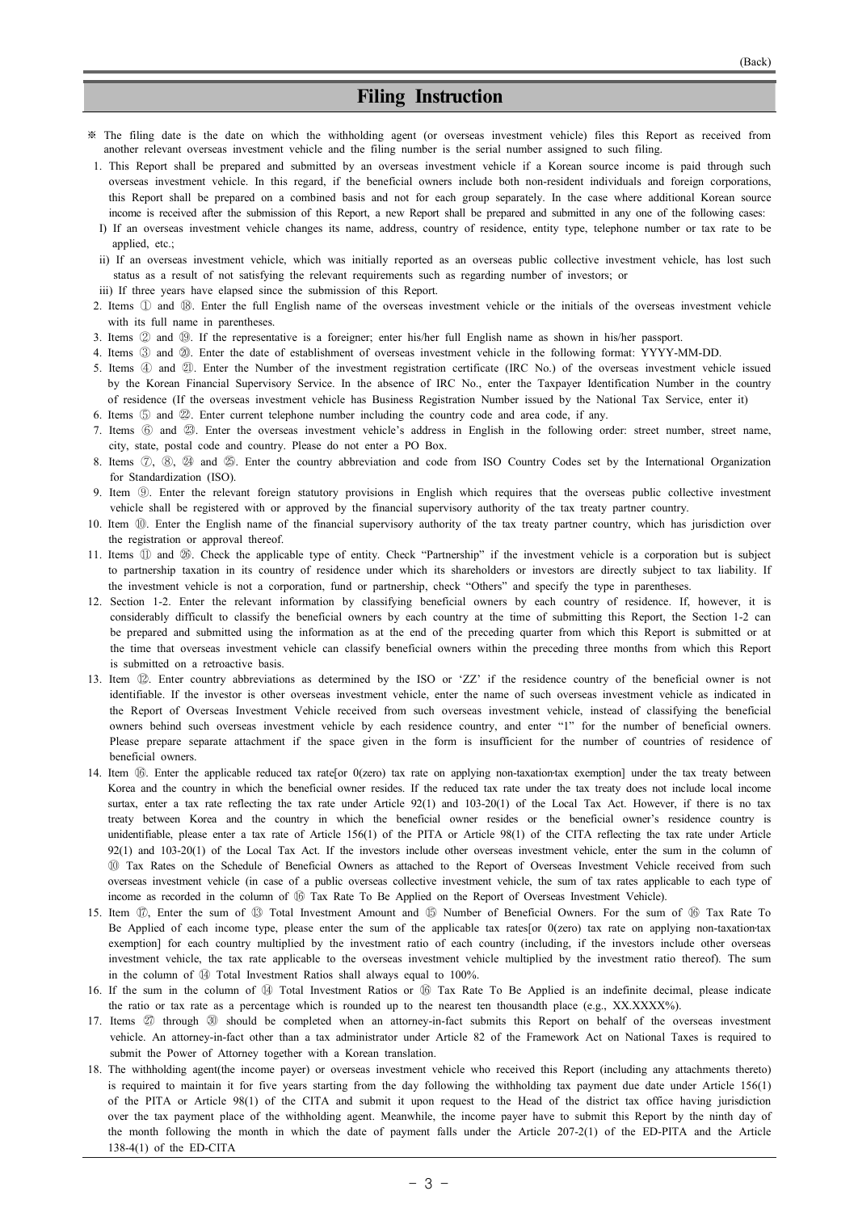# Filing Instruction

※ The filing date is the date on which the withholding agent (or overseas investment vehicle) files this Report as received from another relevant overseas investment vehicle and the filing number is the serial number assigned to such filing.

1. This Report shall be prepared and submitted by an overseas investment vehicle if a Korean source income is paid through such overseas investment vehicle. In this regard, if the beneficial owners include both non-resident individuals and foreign corporations, this Report shall be prepared on a combined basis and not for each group separately. In the case where additional Korean source income is received after the submission of this Report, a new Report shall be prepared and submitted in any one of the following cases:
   I) If an overseas investment vehicle changes its name, address, country of residence, entity type, telephone number or tax rate to be applied, etc.;
   ii) If an overseas investment vehicle, which was initially reported as an overseas public collective investment vehicle, has lost such status as a result of not satisfying the relevant requirements such as regarding number of investors; or
   iii) If three years have elapsed since the submission of this Report.
2. Items ① and ⑱. Enter the full English name of the overseas investment vehicle or the initials of the overseas investment vehicle with its full name in parentheses.
3. Items ② and ⑲. If the representative is a foreigner; enter his/her full English name as shown in his/her passport.
4. Items ③ and ⑳. Enter the date of establishment of overseas investment vehicle in the following format: YYYY-MM-DD.
5. Items ④ and ㉑. Enter the Number of the investment registration certificate (IRC No.) of the overseas investment vehicle issued by the Korean Financial Supervisory Service. In the absence of IRC No., enter the Taxpayer Identification Number in the country of residence (If the overseas investment vehicle has Business Registration Number issued by the National Tax Service, enter it)
6. Items ⑤ and ㉒. Enter current telephone number including the country code and area code, if any.
7. Items ⑥ and ㉓. Enter the overseas investment vehicle's address in English in the following order: street number, street name, city, state, postal code and country. Please do not enter a PO Box.
8. Items ⑦, ⑧, ㉔ and ㉕. Enter the country abbreviation and code from ISO Country Codes set by the International Organization for Standardization (ISO).
9. Item ⑨. Enter the relevant foreign statutory provisions in English which requires that the overseas public collective investment vehicle shall be registered with or approved by the financial supervisory authority of the tax treaty partner country.
10. Item ⑩. Enter the English name of the financial supervisory authority of the tax treaty partner country, which has jurisdiction over the registration or approval thereof.
11. Items ⑪ and ㉖. Check the applicable type of entity. Check "Partnership" if the investment vehicle is a corporation but is subject to partnership taxation in its country of residence under which its shareholders or investors are directly subject to tax liability. If the investment vehicle is not a corporation, fund or partnership, check "Others" and specify the type in parentheses.
12. Section 1-2. Enter the relevant information by classifying beneficial owners by each country of residence. If, however, it is considerably difficult to classify the beneficial owners by each country at the time of submitting this Report, the Section 1-2 can be prepared and submitted using the information as at the end of the preceding quarter from which this Report is submitted or at the time that overseas investment vehicle can classify beneficial owners within the preceding three months from which this Report is submitted on a retroactive basis.
13. Item ⑫. Enter country abbreviations as determined by the ISO or 'ZZ' if the residence country of the beneficial owner is not identifiable. If the investor is other overseas investment vehicle, enter the name of such overseas investment vehicle as indicated in the Report of Overseas Investment Vehicle received from such overseas investment vehicle, instead of classifying the beneficial owners behind such overseas investment vehicle by each residence country, and enter "1" for the number of beneficial owners. Please prepare separate attachment if the space given in the form is insufficient for the number of countries of residence of beneficial owners.
14. Item ⑯. Enter the applicable reduced tax rate[or 0(zero) tax rate on applying non-taxation·tax exemption] under the tax treaty between Korea and the country in which the beneficial owner resides. If the reduced tax rate under the tax treaty does not include local income surtax, enter a tax rate reflecting the tax rate under Article 92(1) and 103-20(1) of the Local Tax Act. However, if there is no tax treaty between Korea and the country in which the beneficial owner resides or the beneficial owner's residence country is unidentifiable, please enter a tax rate of Article 156(1) of the PITA or Article 98(1) of the CITA reflecting the tax rate under Article 92(1) and 103-20(1) of the Local Tax Act. If the investors include other overseas investment vehicle, enter the sum in the column of ⑩ Tax Rates on the Schedule of Beneficial Owners as attached to the Report of Overseas Investment Vehicle received from such overseas investment vehicle (in case of a public overseas collective investment vehicle, the sum of tax rates applicable to each type of income as recorded in the column of ⑯ Tax Rate To Be Applied on the Report of Overseas Investment Vehicle).
15. Item ⑰, Enter the sum of ⑬ Total Investment Amount and ⑮ Number of Beneficial Owners. For the sum of ⑯ Tax Rate To Be Applied of each income type, please enter the sum of the applicable tax rates[or 0(zero) tax rate on applying non-taxation·tax exemption] for each country multiplied by the investment ratio of each country (including, if the investors include other overseas investment vehicle, the tax rate applicable to the overseas investment vehicle multiplied by the investment ratio thereof). The sum in the column of ⑭ Total Investment Ratios shall always equal to 100%.
16. If the sum in the column of ⑭ Total Investment Ratios or ⑯ Tax Rate To Be Applied is an indefinite decimal, please indicate the ratio or tax rate as a percentage which is rounded up to the nearest ten thousandth place (e.g., XX.XXXX%).
17. Items ㉗ through ㉚ should be completed when an attorney-in-fact submits this Report on behalf of the overseas investment vehicle. An attorney-in-fact other than a tax administrator under Article 82 of the Framework Act on National Taxes is required to submit the Power of Attorney together with a Korean translation.
18. The withholding agent(the income payer) or overseas investment vehicle who received this Report (including any attachments thereto) is required to maintain it for five years starting from the day following the withholding tax payment due date under Article 156(1) of the PITA or Article 98(1) of the CITA and submit it upon request to the Head of the district tax office having jurisdiction over the tax payment place of the withholding agent. Meanwhile, the income payer have to submit this Report by the ninth day of the month following the month in which the date of payment falls under the Article 207-2(1) of the ED-PITA and the Article 138-4(1) of the ED-CITA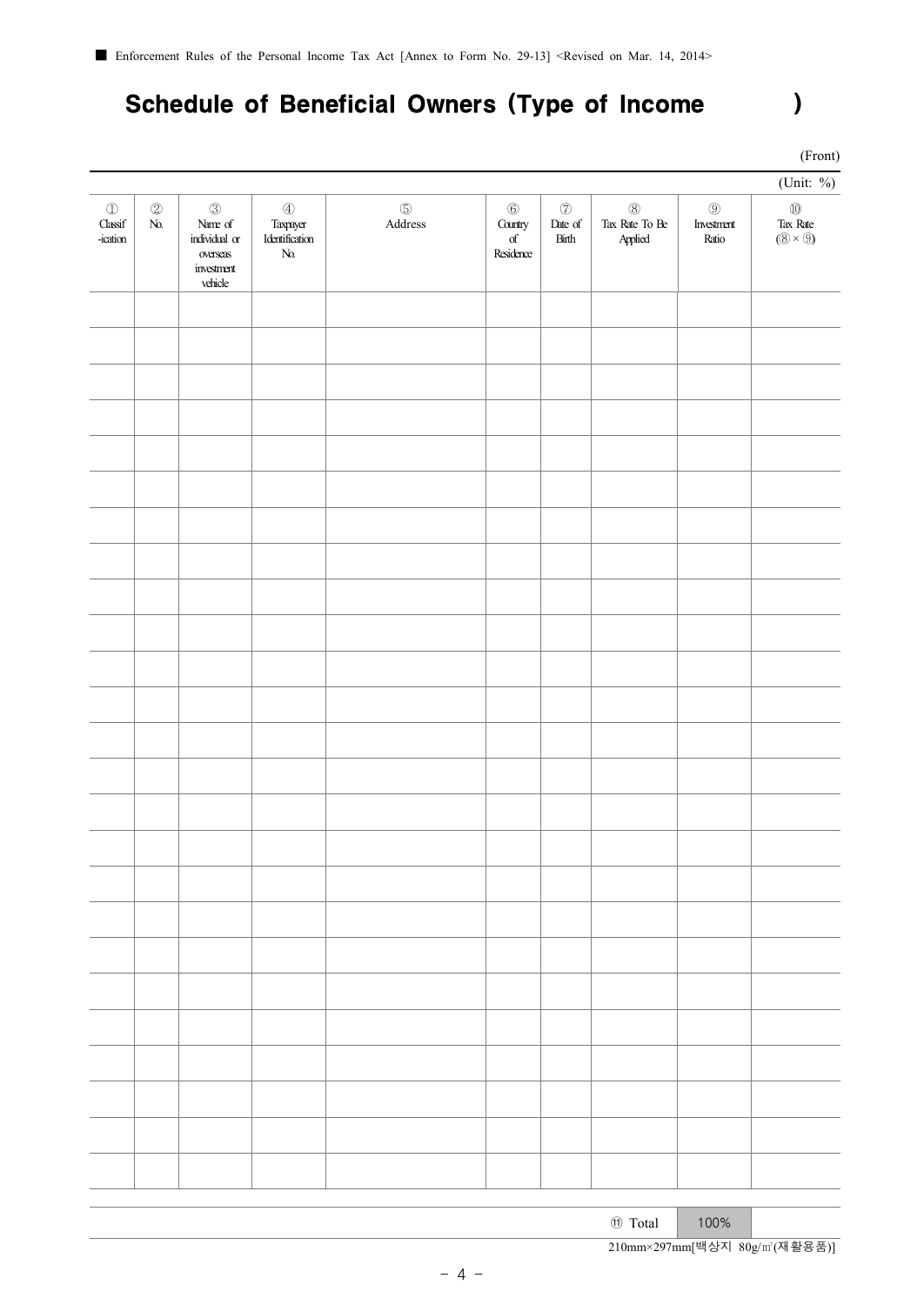■ Enforcement Rules of the Personal Income Tax Act [Annex to Form No. 29-13] <Revised on Mar. 14, 2014>

# Schedule of Beneficial Owners (Type of Income )

(Front)

(Unit: %)

| ① Classif -ication | ② No. | ③ Name of individual or overseas investment vehicle | ④ Taxpayer Identification No. | ⑤ Address | ⑥ Country of Residence | ⑦ Date of Birth | ⑧ Tax Rate To Be Applied | ⑨ Investment Ratio | ⑩ Tax Rate (⑧ × ⑨) |
|---|---|---|---|---|---|---|---|---|---|
| | | | | | | | | | |
| | | | | | | | | | |
| | | | | | | | | | |
| | | | | | | | | | |
| | | | | | | | | | |
| | | | | | | | | | |
| | | | | | | | | | |
| | | | | | | | | | |
| | | | | | | | | | |
| | | | | | | | | | |
| | | | | | | | | | |
| | | | | | | | | | |
| | | | | | | | | | |
| | | | | | | | | | |
| | | | | | | | | | |
| | | | | | | | | | |
| | | | | | | | | | |
| | | | | | | | | | |
| | | | | | | | | | |
| | | | | | | | | | |
| | | | | | | | | | |
| | | | | | | | | | |
| | | | | | | | | | |
| | | | | | | | | | |
| | | | | | | | | | |
| | | | | | | | ⑪ Total | 100% | |

210mm×297mm[백상지 80g/㎡(재활용품)]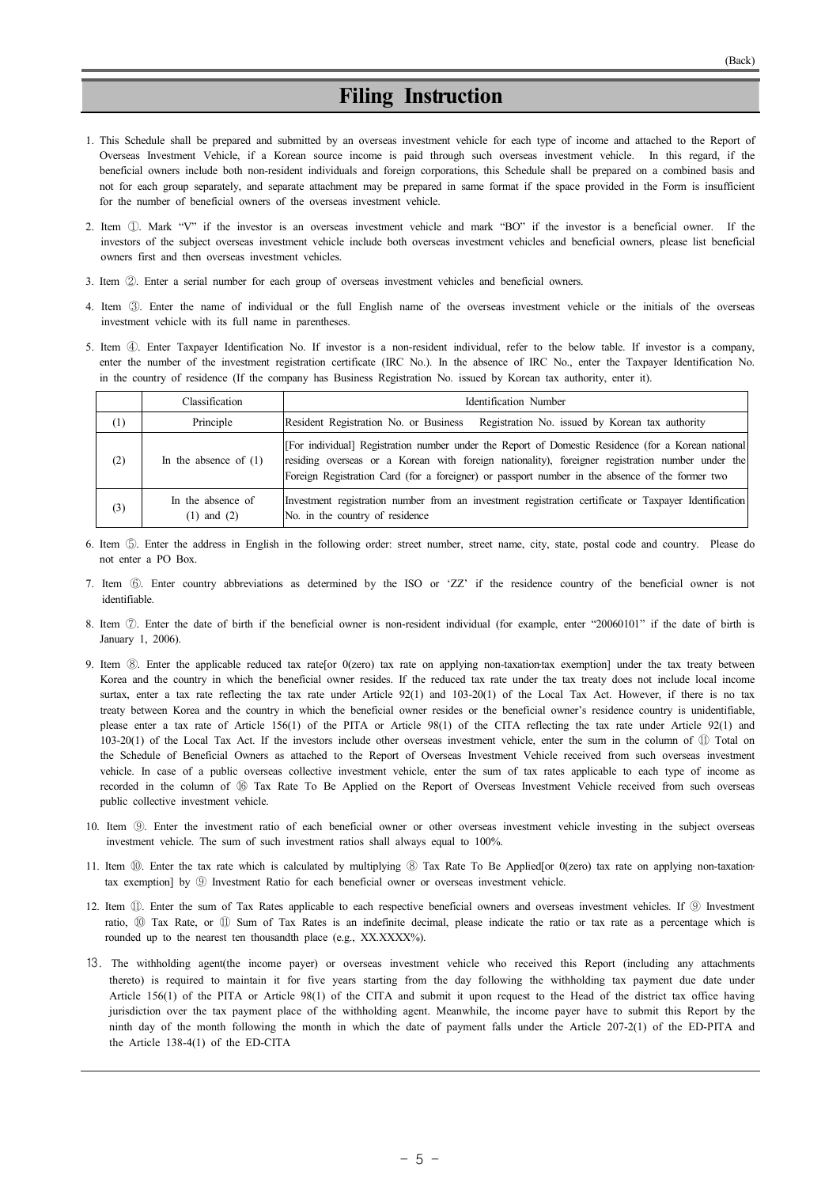(Back)

# Filing Instruction

1. This Schedule shall be prepared and submitted by an overseas investment vehicle for each type of income and attached to the Report of Overseas Investment Vehicle, if a Korean source income is paid through such overseas investment vehicle. In this regard, if the beneficial owners include both non-resident individuals and foreign corporations, this Schedule shall be prepared on a combined basis and not for each group separately, and separate attachment may be prepared in same format if the space provided in the Form is insufficient for the number of beneficial owners of the overseas investment vehicle.

2. Item ①. Mark "V" if the investor is an overseas investment vehicle and mark "BO" if the investor is a beneficial owner. If the investors of the subject overseas investment vehicle include both overseas investment vehicles and beneficial owners, please list beneficial owners first and then overseas investment vehicles.

3. Item ②. Enter a serial number for each group of overseas investment vehicles and beneficial owners.

4. Item ③. Enter the name of individual or the full English name of the overseas investment vehicle or the initials of the overseas investment vehicle with its full name in parentheses.

5. Item ④. Enter Taxpayer Identification No. If investor is a non-resident individual, refer to the below table. If investor is a company, enter the number of the investment registration certificate (IRC No.). In the absence of IRC No., enter the Taxpayer Identification No. in the country of residence (If the company has Business Registration No. issued by Korean tax authority, enter it).

| | Classification | Identification Number |
|---|---|---|
| (1) | Principle | Resident Registration No. or Business Registration No. issued by Korean tax authority |
| (2) | In the absence of (1) | [For individual] Registration number under the Report of Domestic Residence (for a Korean national residing overseas or a Korean with foreign nationality), foreigner registration number under the Foreign Registration Card (for a foreigner) or passport number in the absence of the former two |
| (3) | In the absence of (1) and (2) | Investment registration number from an investment registration certificate or Taxpayer Identification No. in the country of residence |

6. Item ⑤. Enter the address in English in the following order: street number, street name, city, state, postal code and country. Please do not enter a PO Box.

7. Item ⑥. Enter country abbreviations as determined by the ISO or 'ZZ' if the residence country of the beneficial owner is not identifiable.

8. Item ⑦. Enter the date of birth if the beneficial owner is non-resident individual (for example, enter "20060101" if the date of birth is January 1, 2006).

9. Item ⑧. Enter the applicable reduced tax rate[or 0(zero) tax rate on applying non-taxation·tax exemption] under the tax treaty between Korea and the country in which the beneficial owner resides. If the reduced tax rate under the tax treaty does not include local income surtax, enter a tax rate reflecting the tax rate under Article 92(1) and 103-20(1) of the Local Tax Act. However, if there is no tax treaty between Korea and the country in which the beneficial owner resides or the beneficial owner's residence country is unidentifiable, please enter a tax rate of Article 156(1) of the PITA or Article 98(1) of the CITA reflecting the tax rate under Article 92(1) and 103-20(1) of the Local Tax Act. If the investors include other overseas investment vehicle, enter the sum in the column of ⑪ Total on the Schedule of Beneficial Owners as attached to the Report of Overseas Investment Vehicle received from such overseas investment vehicle. In case of a public overseas collective investment vehicle, enter the sum of tax rates applicable to each type of income as recorded in the column of ⑯ Tax Rate To Be Applied on the Report of Overseas Investment Vehicle received from such overseas public collective investment vehicle.

10. Item ⑨. Enter the investment ratio of each beneficial owner or other overseas investment vehicle investing in the subject overseas investment vehicle. The sum of such investment ratios shall always equal to 100%.

11. Item ⑩. Enter the tax rate which is calculated by multiplying ⑧ Tax Rate To Be Applied[or 0(zero) tax rate on applying non-taxation·tax exemption] by ⑨ Investment Ratio for each beneficial owner or overseas investment vehicle.

12. Item ⑪. Enter the sum of Tax Rates applicable to each respective beneficial owners and overseas investment vehicles. If ⑨ Investment ratio, ⑩ Tax Rate, or ⑪ Sum of Tax Rates is an indefinite decimal, please indicate the ratio or tax rate as a percentage which is rounded up to the nearest ten thousandth place (e.g., XX.XXXX%).

13. The withholding agent(the income payer) or overseas investment vehicle who received this Report (including any attachments thereto) is required to maintain it for five years starting from the day following the withholding tax payment due date under Article 156(1) of the PITA or Article 98(1) of the CITA and submit it upon request to the Head of the district tax office having jurisdiction over the tax payment place of the withholding agent. Meanwhile, the income payer have to submit this Report by the ninth day of the month following the month in which the date of payment falls under the Article 207-2(1) of the ED-PITA and the Article 138-4(1) of the ED-CITA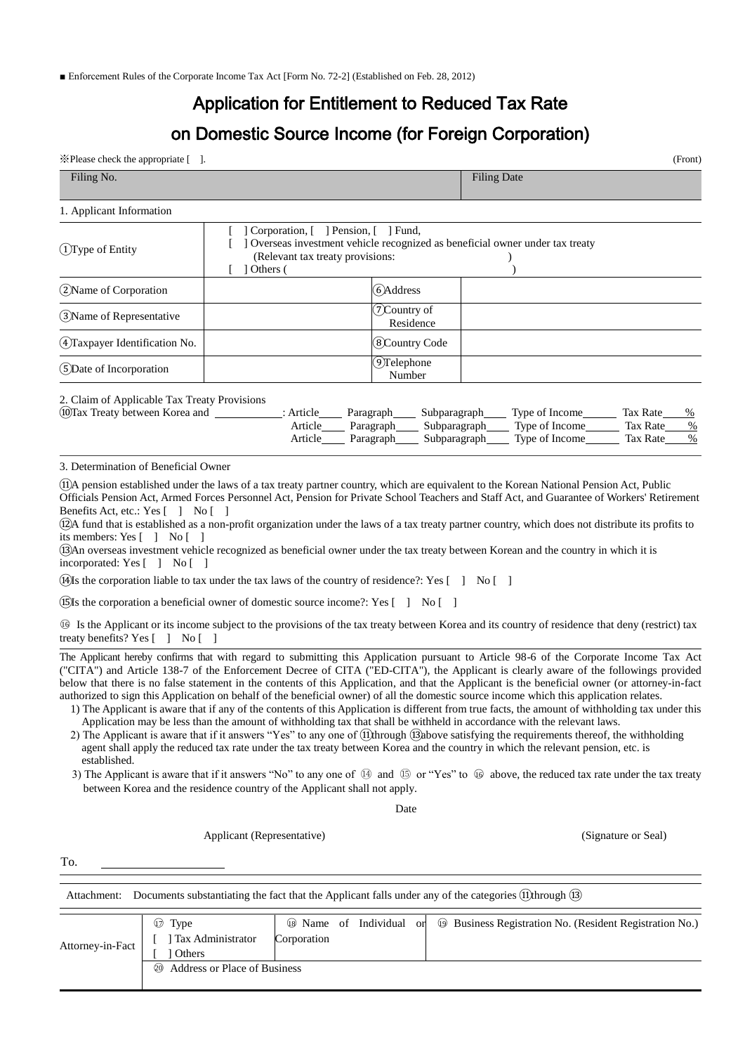■ Enforcement Rules of the Corporate Income Tax Act [Form No. 72-2] (Established on Feb. 28, 2012)

# Application for Entitlement to Reduced Tax Rate on Domestic Source Income (for Foreign Corporation)

※Please check the appropriate [ ]. (Front)

| Filing No. | | Filing Date | |
|---|---|---|---|

1. Applicant Information

| | | | |
|---|---|---|---|
| ①Type of Entity | [ ] Corporation, [ ] Pension, [ ] Fund,<br>[ ] Overseas investment vehicle recognized as beneficial owner under tax treaty (Relevant tax treaty provisions: )<br>[ ] Others ( ) | | |
| ②Name of Corporation | | ⑥Address | |
| ③Name of Representative | | ⑦Country of Residence | |
| ④Taxpayer Identification No. | | ⑧Country Code | |
| ⑤Date of Incorporation | | ⑨Telephone Number | |

2. Claim of Applicable Tax Treaty Provisions

⑩Tax Treaty between Korea and ______: Article____ Paragraph____ Subparagraph____ Type of Income______ Tax Rate____%
Article____ Paragraph____ Subparagraph____ Type of Income______ Tax Rate____%
Article____ Paragraph____ Subparagraph____ Type of Income______ Tax Rate____%

3. Determination of Beneficial Owner

⑪A pension established under the laws of a tax treaty partner country, which are equivalent to the Korean National Pension Act, Public Officials Pension Act, Armed Forces Personnel Act, Pension for Private School Teachers and Staff Act, and Guarantee of Workers' Retirement Benefits Act, etc.: Yes [ ] No [ ]

⑫A fund that is established as a non-profit organization under the laws of a tax treaty partner country, which does not distribute its profits to its members: Yes [ ] No [ ]

⑬An overseas investment vehicle recognized as beneficial owner under the tax treaty between Korean and the country in which it is incorporated: Yes [ ] No [ ]

⑭Is the corporation liable to tax under the tax laws of the country of residence?: Yes [ ] No [ ]

⑮Is the corporation a beneficial owner of domestic source income?: Yes [ ] No [ ]

⑯ Is the Applicant or its income subject to the provisions of the tax treaty between Korea and its country of residence that deny (restrict) tax treaty benefits? Yes [ ] No [ ]

The Applicant hereby confirms that with regard to submitting this Application pursuant to Article 98-6 of the Corporate Income Tax Act ("CITA") and Article 138-7 of the Enforcement Decree of CITA ("ED-CITA"), the Applicant is clearly aware of the followings provided below that there is no false statement in the contents of this Application, and that the Applicant is the beneficial owner (or attorney-in-fact authorized to sign this Application on behalf of the beneficial owner) of all the domestic source income which this application relates.

1) The Applicant is aware that if any of the contents of this Application is different from true facts, the amount of withholding tax under this Application may be less than the amount of withholding tax that shall be withheld in accordance with the relevant laws.
2) The Applicant is aware that if it answers "Yes" to any one of ⑪through ⑬above satisfying the requirements thereof, the withholding agent shall apply the reduced tax rate under the tax treaty between Korea and the country in which the relevant pension, etc. is established.
3) The Applicant is aware that if it answers "No" to any one of ⑭ and ⑮ or "Yes" to ⑯ above, the reduced tax rate under the tax treaty between Korea and the residence country of the Applicant shall not apply.

Date

Applicant (Representative) (Signature or Seal)

To. ____________

Attachment: Documents substantiating the fact that the Applicant falls under any of the categories ⑪through ⑬

| | | | |
|---|---|---|---|
| Attorney-in-Fact | ⑰ Type<br>[ ] Tax Administrator<br>[ ] Others | ⑱ Name of Individual or Corporation | ⑲ Business Registration No. (Resident Registration No.) |
| | ⑳ Address or Place of Business | | |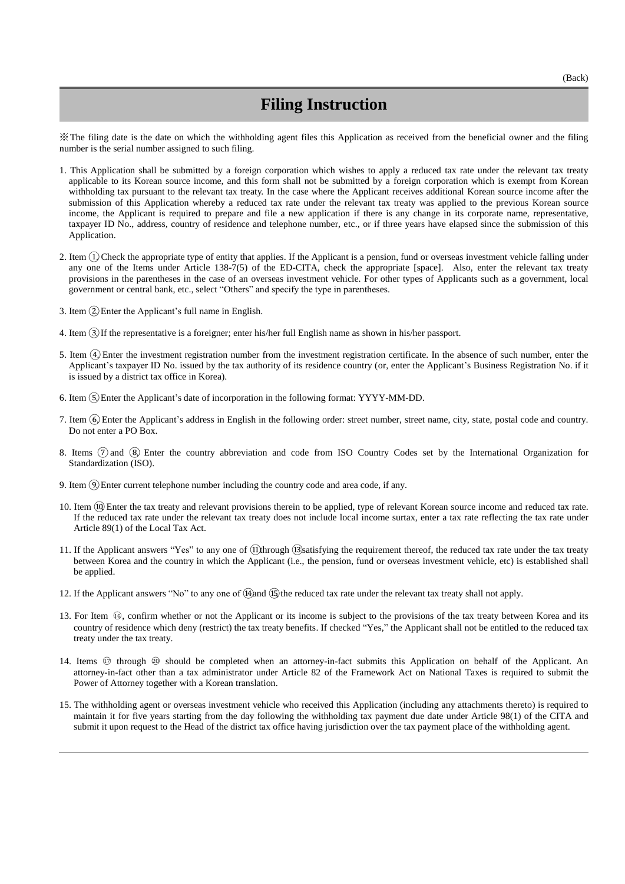(Back)

# Filing Instruction

※ The filing date is the date on which the withholding agent files this Application as received from the beneficial owner and the filing number is the serial number assigned to such filing.

1. This Application shall be submitted by a foreign corporation which wishes to apply a reduced tax rate under the relevant tax treaty applicable to its Korean source income, and this form shall not be submitted by a foreign corporation which is exempt from Korean withholding tax pursuant to the relevant tax treaty. In the case where the Applicant receives additional Korean source income after the submission of this Application whereby a reduced tax rate under the relevant tax treaty was applied to the previous Korean source income, the Applicant is required to prepare and file a new application if there is any change in its corporate name, representative, taxpayer ID No., address, country of residence and telephone number, etc., or if three years have elapsed since the submission of this Application.

2. Item ① Check the appropriate type of entity that applies. If the Applicant is a pension, fund or overseas investment vehicle falling under any one of the Items under Article 138-7(5) of the ED-CITA, check the appropriate [space]. Also, enter the relevant tax treaty provisions in the parentheses in the case of an overseas investment vehicle. For other types of Applicants such as a government, local government or central bank, etc., select "Others" and specify the type in parentheses.

3. Item ② Enter the Applicant's full name in English.

4. Item ③ If the representative is a foreigner; enter his/her full English name as shown in his/her passport.

5. Item ④ Enter the investment registration number from the investment registration certificate. In the absence of such number, enter the Applicant's taxpayer ID No. issued by the tax authority of its residence country (or, enter the Applicant's Business Registration No. if it is issued by a district tax office in Korea).

6. Item ⑤ Enter the Applicant's date of incorporation in the following format: YYYY-MM-DD.

7. Item ⑥ Enter the Applicant's address in English in the following order: street number, street name, city, state, postal code and country. Do not enter a PO Box.

8. Items ⑦ and ⑧ Enter the country abbreviation and code from ISO Country Codes set by the International Organization for Standardization (ISO).

9. Item ⑨ Enter current telephone number including the country code and area code, if any.

10. Item ⑩ Enter the tax treaty and relevant provisions therein to be applied, type of relevant Korean source income and reduced tax rate. If the reduced tax rate under the relevant tax treaty does not include local income surtax, enter a tax rate reflecting the tax rate under Article 89(1) of the Local Tax Act.

11. If the Applicant answers "Yes" to any one of ⑪ through ⑬ satisfying the requirement thereof, the reduced tax rate under the tax treaty between Korea and the country in which the Applicant (i.e., the pension, fund or overseas investment vehicle, etc) is established shall be applied.

12. If the Applicant answers "No" to any one of ⑭ and ⑮ the reduced tax rate under the relevant tax treaty shall not apply.

13. For Item ⑯, confirm whether or not the Applicant or its income is subject to the provisions of the tax treaty between Korea and its country of residence which deny (restrict) the tax treaty benefits. If checked "Yes," the Applicant shall not be entitled to the reduced tax treaty under the tax treaty.

14. Items ⑰ through ⑳ should be completed when an attorney-in-fact submits this Application on behalf of the Applicant. An attorney-in-fact other than a tax administrator under Article 82 of the Framework Act on National Taxes is required to submit the Power of Attorney together with a Korean translation.

15. The withholding agent or overseas investment vehicle who received this Application (including any attachments thereto) is required to maintain it for five years starting from the day following the withholding tax payment due date under Article 98(1) of the CITA and submit it upon request to the Head of the district tax office having jurisdiction over the tax payment place of the withholding agent.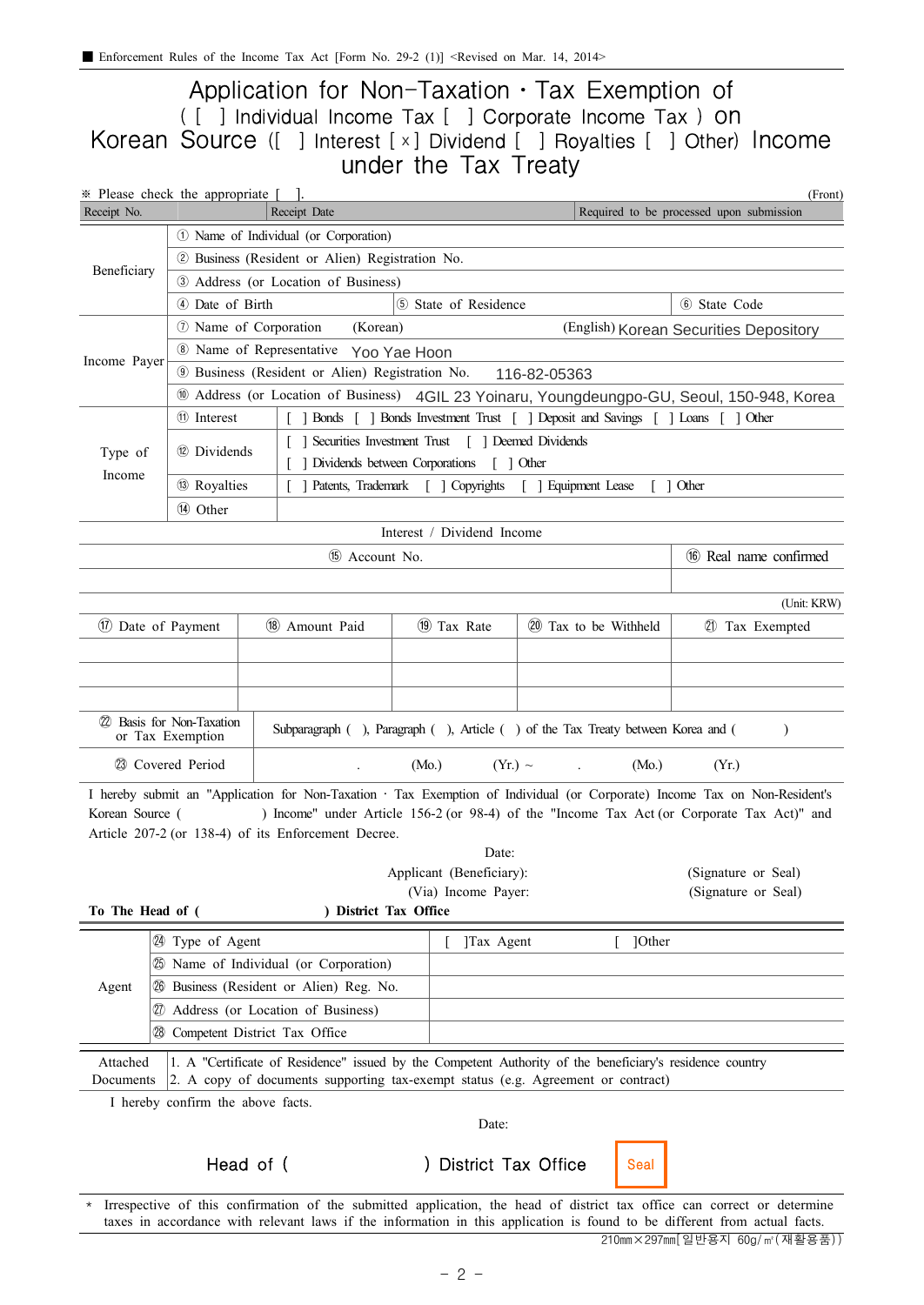■ Enforcement Rules of the Income Tax Act [Form No. 29-2 (1)] <Revised on Mar. 14, 2014>

# Application for Non-Taxation · Tax Exemption of ( [ ] Individual Income Tax [ ] Corporate Income Tax ) on Korean Source ([ ] Interest [ x ] Dividend [ ] Royalties [ ] Other) Income under the Tax Treaty

※ Please check the appropriate [ ]. (Front)

| Receipt No. | Receipt Date | Required to be processed upon submission |
|---|---|---|

| | | | | |
|---|---|---|---|---|
| Beneficiary | ① Name of Individual (or Corporation) | | | |
| | ② Business (Resident or Alien) Registration No. | | | |
| | ③ Address (or Location of Business) | | | |
| | ④ Date of Birth | ⑤ State of Residence | ⑥ State Code | |
| Income Payer | ⑦ Name of Corporation | (Korean) | (English) Korean Securities Depository | |
| | ⑧ Name of Representative | Yoo Yae Hoon | | |
| | ⑨ Business (Resident or Alien) Registration No. | 116-82-05363 | | |
| | ⑩ Address (or Location of Business) | 4GIL 23 Yoinaru, Youngdeungpo-GU, Seoul, 150-948, Korea | | |
| Type of Income | ⑪ Interest | [ ] Bonds [ ] Bonds Investment Trust [ ] Deposit and Savings [ ] Loans [ ] Other | | |
| | ⑫ Dividends | [ ] Securities Investment Trust [ ] Deemed Dividends [ ] Dividends between Corporations [ ] Other | | |
| | ⑬ Royalties | [ ] Patents, Trademark [ ] Copyrights [ ] Equipment Lease [ ] Other | | |
| | ⑭ Other | | | |

Interest / Dividend Income

| ⑮ Account No. | ⑯ Real name confirmed |
|---|---|
| | |

(Unit: KRW)

| ⑰ Date of Payment | ⑱ Amount Paid | ⑲ Tax Rate | ⑳ Tax to be Withheld | ㉑ Tax Exempted |
|---|---|---|---|---|
| | | | | |
| | | | | |
| | | | | |

| | |
|---|---|
| ㉒ Basis for Non-Taxation or Tax Exemption | Subparagraph ( ), Paragraph ( ), Article ( ) of the Tax Treaty between Korea and ( ) |
| ㉓ Covered Period | . (Mo.) (Yr.) ~ . (Mo.) (Yr.) |

I hereby submit an "Application for Non-Taxation · Tax Exemption of Individual (or Corporate) Income Tax on Non-Resident's Korean Source ( ) Income" under Article 156-2 (or 98-4) of the "Income Tax Act (or Corporate Tax Act)" and Article 207-2 (or 138-4) of its Enforcement Decree.

Date:

Applicant (Beneficiary): (Signature or Seal)

(Via) Income Payer: (Signature or Seal)

**To The Head of ( ) District Tax Office**

| | | |
|---|---|---|
| Agent | ㉔ Type of Agent | [ ]Tax Agent [ ]Other |
| | ㉕ Name of Individual (or Corporation) | |
| | ㉖ Business (Resident or Alien) Reg. No. | |
| | ㉗ Address (or Location of Business) | |
| | ㉘ Competent District Tax Office | |

| | |
|---|---|
| Attached Documents | 1. A "Certificate of Residence" issued by the Competent Authority of the beneficiary's residence country<br>2. A copy of documents supporting tax-exempt status (e.g. Agreement or contract) |

I hereby confirm the above facts.

Date:

Head of ( ) District Tax Office Seal

* Irrespective of this confirmation of the submitted application, the head of district tax office can correct or determine taxes in accordance with relevant laws if the information in this application is found to be different from actual facts.

210mm×297mm[일반용지 60g/㎡(재활용품)]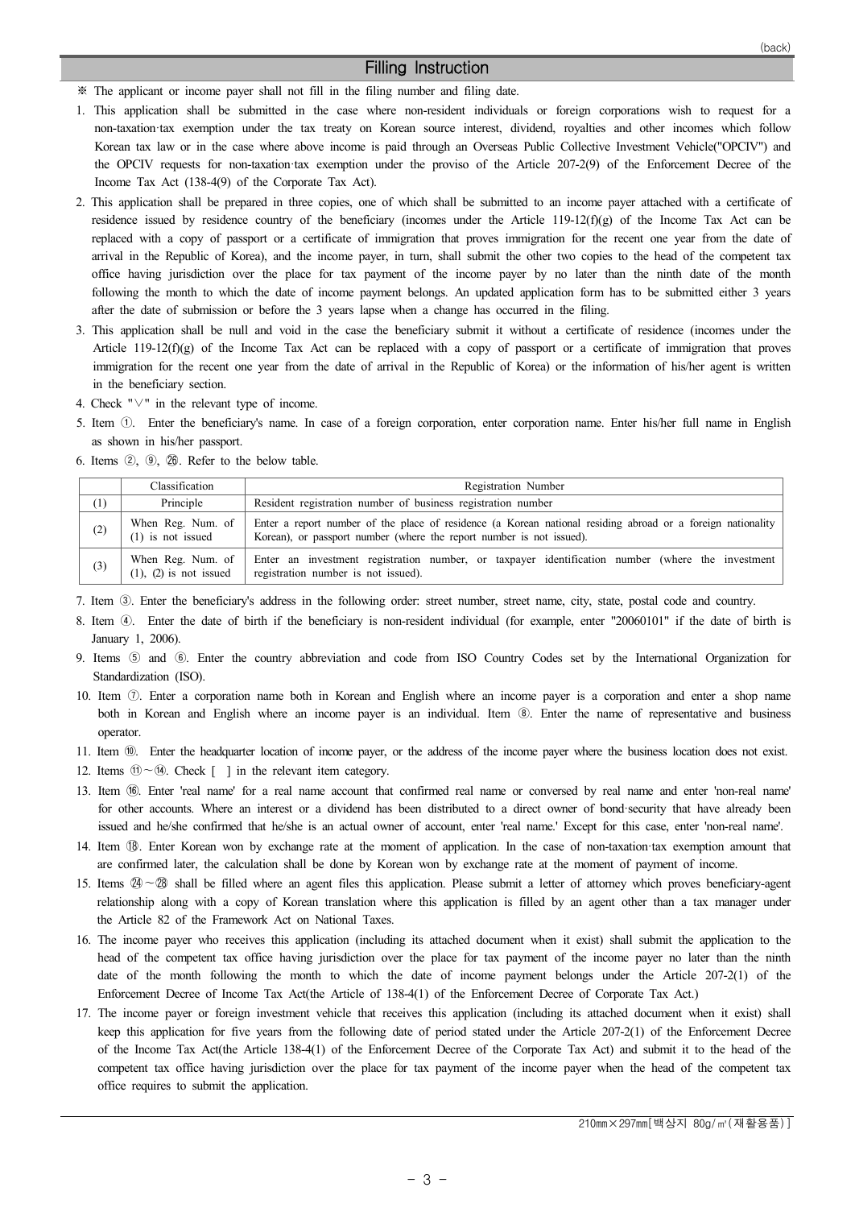(back)

## Filling Instruction

※ The applicant or income payer shall not fill in the filing number and filing date.

1. This application shall be submitted in the case where non-resident individuals or foreign corporations wish to request for a non-taxation·tax exemption under the tax treaty on Korean source interest, dividend, royalties and other incomes which follow Korean tax law or in the case where above income is paid through an Overseas Public Collective Investment Vehicle("OPCIV") and the OPCIV requests for non-taxation·tax exemption under the proviso of the Article 207-2(9) of the Enforcement Decree of the Income Tax Act (138-4(9) of the Corporate Tax Act).
2. This application shall be prepared in three copies, one of which shall be submitted to an income payer attached with a certificate of residence issued by residence country of the beneficiary (incomes under the Article 119-12(f)(g) of the Income Tax Act can be replaced with a copy of passport or a certificate of immigration that proves immigration for the recent one year from the date of arrival in the Republic of Korea), and the income payer, in turn, shall submit the other two copies to the head of the competent tax office having jurisdiction over the place for tax payment of the income payer by no later than the ninth date of the month following the month to which the date of income payment belongs. An updated application form has to be submitted either 3 years after the date of submission or before the 3 years lapse when a change has occurred in the filing.
3. This application shall be null and void in the case the beneficiary submit it without a certificate of residence (incomes under the Article 119-12(f)(g) of the Income Tax Act can be replaced with a copy of passport or a certificate of immigration that proves immigration for the recent one year from the date of arrival in the Republic of Korea) or the information of his/her agent is written in the beneficiary section.
4. Check "∨" in the relevant type of income.
5. Item ①. Enter the beneficiary's name. In case of a foreign corporation, enter corporation name. Enter his/her full name in English as shown in his/her passport.
6. Items ②, ⑨, ㉖. Refer to the below table.

| | Classification | Registration Number |
|---|---|---|
| (1) | Principle | Resident registration number of business registration number |
| (2) | When Reg. Num. of (1) is not issued | Enter a report number of the place of residence (a Korean national residing abroad or a foreign nationality Korean), or passport number (where the report number is not issued). |
| (3) | When Reg. Num. of (1), (2) is not issued | Enter an investment registration number, or taxpayer identification number (where the investment registration number is not issued). |

7. Item ③. Enter the beneficiary's address in the following order: street number, street name, city, state, postal code and country.
8. Item ④. Enter the date of birth if the beneficiary is non-resident individual (for example, enter "20060101" if the date of birth is January 1, 2006).
9. Items ⑤ and ⑥. Enter the country abbreviation and code from ISO Country Codes set by the International Organization for Standardization (ISO).
10. Item ⑦. Enter a corporation name both in Korean and English where an income payer is a corporation and enter a shop name both in Korean and English where an income payer is an individual. Item ⑧. Enter the name of representative and business operator.
11. Item ⑩. Enter the headquarter location of income payer, or the address of the income payer where the business location does not exist.
12. Items ⑪~⑭. Check [ ] in the relevant item category.
13. Item ⑯. Enter 'real name' for a real name account that confirmed real name or conversed by real name and enter 'non-real name' for other accounts. Where an interest or a dividend has been distributed to a direct owner of bond·security that have already been issued and he/she confirmed that he/she is an actual owner of account, enter 'real name.' Except for this case, enter 'non-real name'.
14. Item ⑱. Enter Korean won by exchange rate at the moment of application. In the case of non-taxation·tax exemption amount that are confirmed later, the calculation shall be done by Korean won by exchange rate at the moment of payment of income.
15. Items ㉔~㉘ shall be filled where an agent files this application. Please submit a letter of attorney which proves beneficiary-agent relationship along with a copy of Korean translation where this application is filled by an agent other than a tax manager under the Article 82 of the Framework Act on National Taxes.
16. The income payer who receives this application (including its attached document when it exist) shall submit the application to the head of the competent tax office having jurisdiction over the place for tax payment of the income payer no later than the ninth date of the month following the month to which the date of income payment belongs under the Article 207-2(1) of the Enforcement Decree of Income Tax Act(the Article of 138-4(1) of the Enforcement Decree of Corporate Tax Act.)
17. The income payer or foreign investment vehicle that receives this application (including its attached document when it exist) shall keep this application for five years from the following date of period stated under the Article 207-2(1) of the Enforcement Decree of the Income Tax Act(the Article 138-4(1) of the Enforcement Decree of the Corporate Tax Act) and submit it to the head of the competent tax office having jurisdiction over the place for tax payment of the income payer when the head of the competent tax office requires to submit the application.

210㎜×297㎜[백상지 80g/㎡(재활용품)]